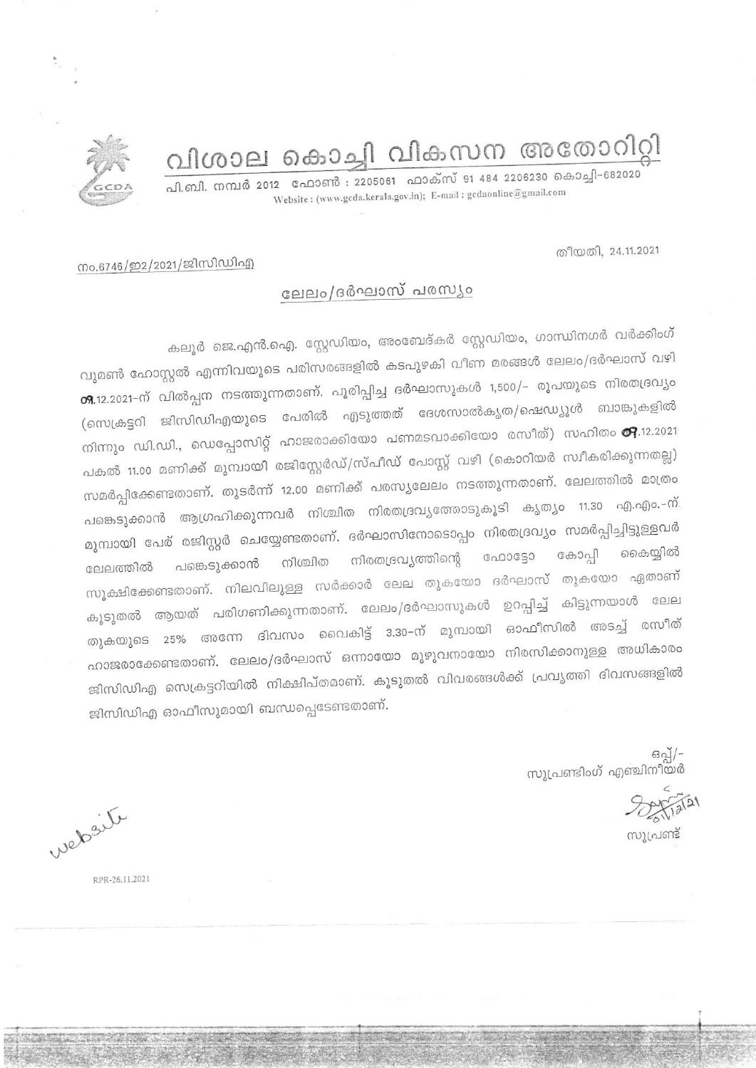# വിശാല കൊച്ചി വികസന അതോറിറ്റി

പി.ബി. നമ്പർ 2012 ഫോൺ : 2205061 ഫാക്സ് 91 484 2206230 കൊച്ചി-682020

Website : (www.gcda.kerala.gov.in); E-mail : gcdaonline@gmail.com

നം.6746/ഇ2/2021/ജിസിഡിഎ

തീയതി, 24.11.2021

## ലേലം/ദർഘാസ് പരസ്യം

കലൂർ ജെ.എൻ.ഐ. സ്റ്റേഡിയം, അംബേദ്കർ സ്റ്റേഡിയം, ഗാന്ധിനഗർ വർക്കിംഗ് വുമൺ ഹോസ്റ്റൽ എന്നിവയുടെ പരിസരങ്ങളിൽ കടപുഴകി വീണ മരങ്ങൾ ലേലം/ദർഘാസ് വഴി 09.12.2021-ന് വിൽപ്പന നടത്തുന്നതാണ്. പൂരിപ്പിച്ച ദർഘാസുകൾ 1,500/- രൂപയുടെ നിരതദ്രവ്യം (സെക്രട്ടറി ജിസിഡിഎയുടെ പേരിൽ എടുത്തത് ദേശസാൽകൃത/ഷെഡ്യൂൾ ബാങ്കുകളിൽ നിന്നും ഡി.ഡി., ഡെപ്പോസിറ്റ് ഹാജരാക്കിയോ പണമടവാക്കിയോ രസീത്) സഹിതം 09.12.2021 പകൽ 11.00 മണിക്ക് മുമ്പായി രജിസ്റ്റേർഡ്/സ്പീഡ് പോസ്റ്റ് വഴി (കൊറിയർ സ്വീകരിക്കുന്നതല്ല) സമർപ്പിക്കേണ്ടതാണ്. തുടർന്ന് 12.00 മണിക്ക് പരസ്യലേലം നടത്തുന്നതാണ്. ലേലത്തിൽ മാത്രം പങ്കെടുക്കാൻ ആഗ്രഹിക്കുന്നവർ നിശ്ചിത നിരതദ്രവ്യത്തോടുകൂടി കൃത്യം 11.30 എ.എം.-ന് മുമ്പായി പേര് രജിസ്റ്റർ ചെയ്യേണ്ടതാണ്. ദർഘാസിനോടൊപ്പം നിരതദ്രവ്യം സമർപ്പിച്ചിട്ടുള്ളവർ ലേലത്തിൽ പങ്കെടുക്കാൻ നിശ്ചിത നിരതദ്രവ്യത്തിന്റെ ഫോട്ടോ കോപ്പി കൈയ്യിൽ സൂക്ഷിക്കേണ്ടതാണ്. നിലവിലുള്ള സർക്കാർ ലേല തുകയോ ദർഘാസ് തുകയോ ഏതാണ് കൂടുതൽ ആയത് പരിഗണിക്കുന്നതാണ്. ലേലം/ദർഘാസുകൾ ഉറപ്പിച്ച് കിട്ടുന്നയാൾ ലേല തുകയുടെ 25% അന്നേ ദിവസം വൈകിട്ട് 3.30-ന് മുമ്പായി ഓഫീസിൽ അടച്ച് രസീത് ഹാജരാക്കേണ്ടതാണ്. ലേലം/ദർഘാസ് ഒന്നായോ മുഴുവനായോ നിരസിക്കാനുള്ള അധികാരം ജിസിഡിഎ സെക്രട്ടറിയിൽ നിക്ഷിപ്തമാണ്. കൂടുതൽ വിവരങ്ങൾക്ക് പ്രവൃത്തി ദിവസങ്ങളിൽ ജിസിഡിഎ ഓഫീസുമായി ബന്ധപ്പെടേണ്ടതാണ്.

ഒപ്പ്/-
സൂപ്രണ്ടിംഗ് എഞ്ചിനീയർ

സൂപ്രണ്ട്

website

RPR-26.11.2021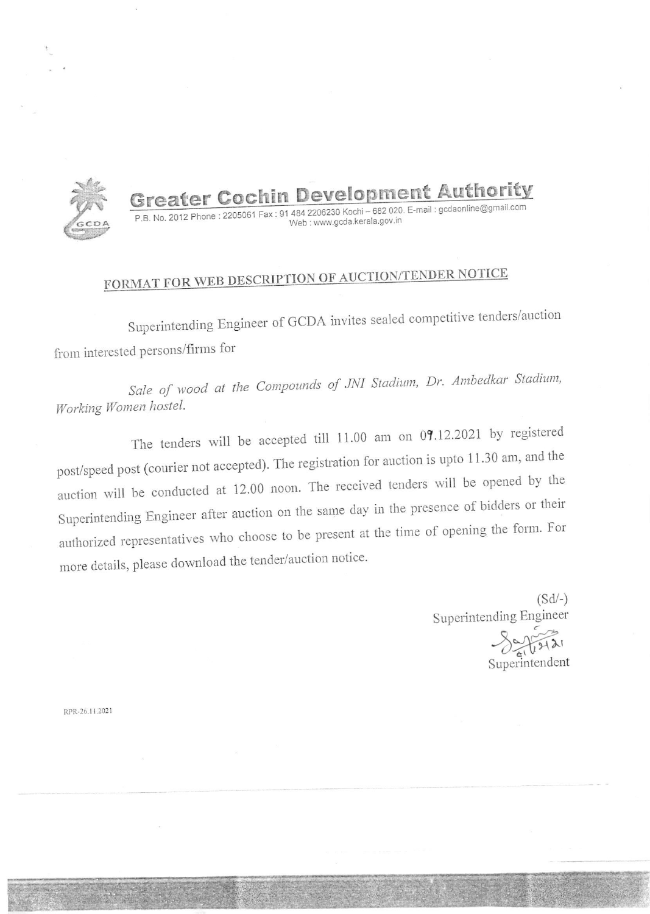# Greater Cochin Development Authority

P.B. No. 2012 Phone : 2205061 Fax : 91 484 2206230 Kochi – 682 020. E-mail : gcdaonline@gmail.com
Web : www.gcda.kerala.gov.in

## FORMAT FOR WEB DESCRIPTION OF AUCTION/TENDER NOTICE

Superintending Engineer of GCDA invites sealed competitive tenders/auction from interested persons/firms for

*Sale of wood at the Compounds of JNI Stadium, Dr. Ambedkar Stadium, Working Women hostel.*

The tenders will be accepted till 11.00 am on 07.12.2021 by registered post/speed post (courier not accepted). The registration for auction is upto 11.30 am, and the auction will be conducted at 12.00 noon. The received tenders will be opened by the Superintending Engineer after auction on the same day in the presence of bidders or their authorized representatives who choose to be present at the time of opening the form. For more details, please download the tender/auction notice.

(Sd/-)
Superintending Engineer

Superintendent

RPR-26.11.2021